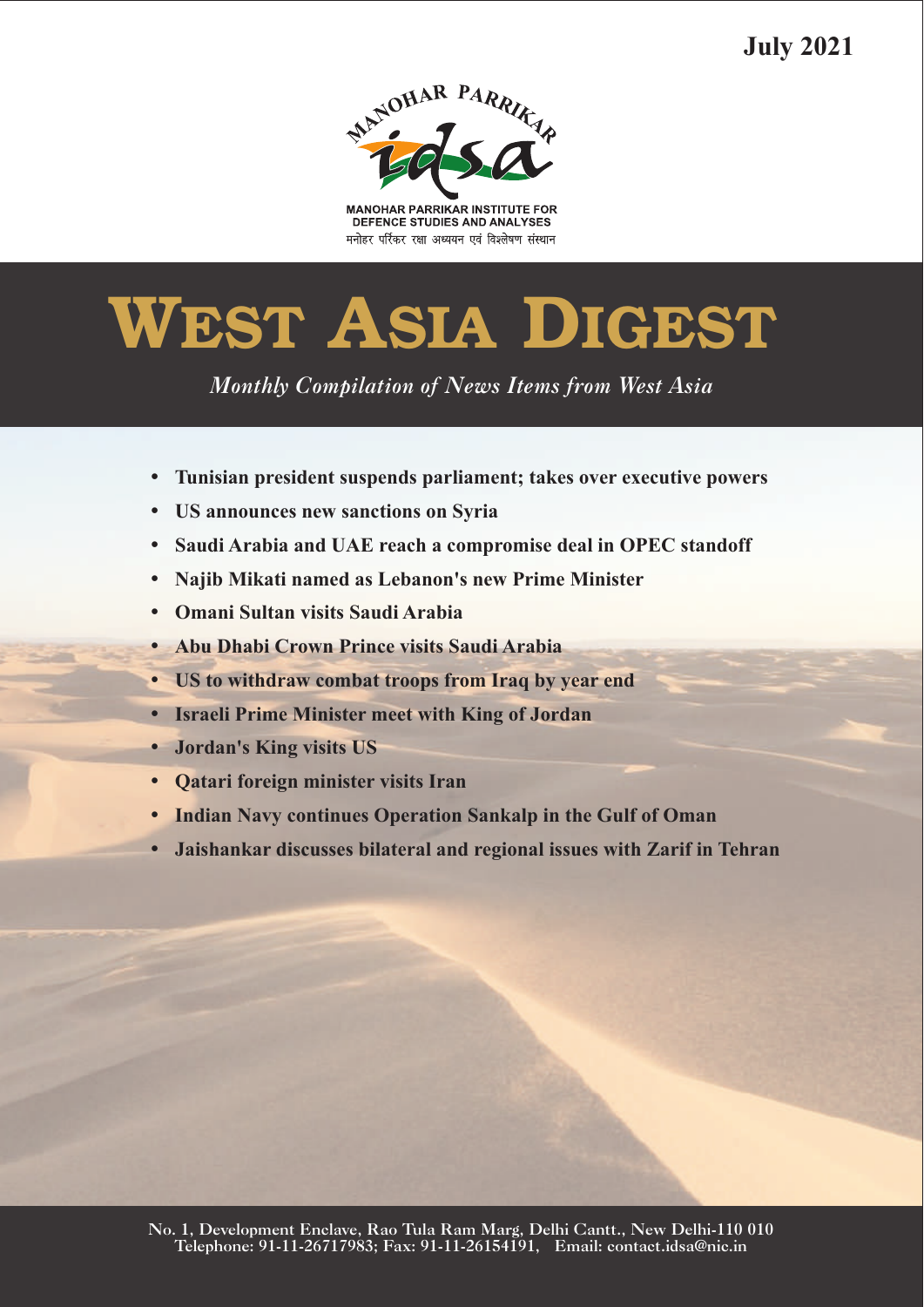**July 2021**

MANOHAR PARRIKAR

MANOHAR PARRIKAR INSTITUTE FOR DEFENCE STUDIES AND ANALYSES

मनोहर परिकर रक्षा अध्ययन एवं विश्लेषण संस्थान

# WEST ASIA DIGEST

*Monthly Compilation of News Items from West Asia*

- **Tunisian president suspends parliament; takes over executive powers**
- **US announces new sanctions on Syria**
- **Saudi Arabia and UAE reach a compromise deal in OPEC standoff**
- **Najib Mikati named as Lebanon's new Prime Minister**
- **Omani Sultan visits Saudi Arabia**
- **Abu Dhabi Crown Prince visits Saudi Arabia**
- **US to withdraw combat troops from Iraq by year end**
- **Israeli Prime Minister meet with King of Jordan**
- **Jordan's King visits US**
- **Qatari foreign minister visits Iran**
- **Indian Navy continues Operation Sankalp in the Gulf of Oman**
- **Jaishankar discusses bilateral and regional issues with Zarif in Tehran**

No. 1, Development Enclave, Rao Tula Ram Marg, Delhi Cantt., New Delhi-110 010
Telephone: 91-11-26717983; Fax: 91-11-26154191, Email: contact.idsa@nic.in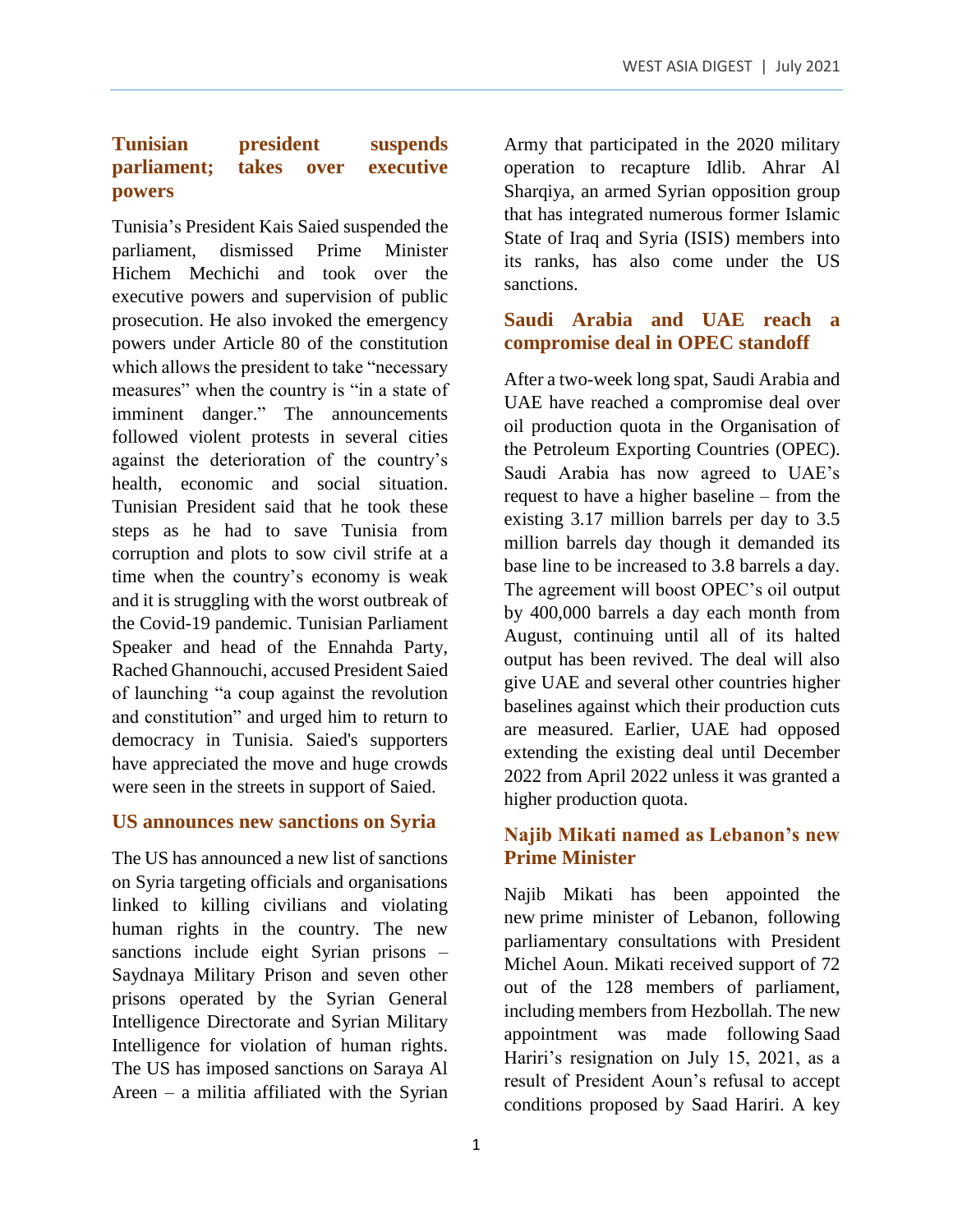## Tunisian president suspends parliament; takes over executive powers

Tunisia's President Kais Saied suspended the parliament, dismissed Prime Minister Hichem Mechichi and took over the executive powers and supervision of public prosecution. He also invoked the emergency powers under Article 80 of the constitution which allows the president to take "necessary measures" when the country is "in a state of imminent danger." The announcements followed violent protests in several cities against the deterioration of the country's health, economic and social situation. Tunisian President said that he took these steps as he had to save Tunisia from corruption and plots to sow civil strife at a time when the country's economy is weak and it is struggling with the worst outbreak of the Covid-19 pandemic. Tunisian Parliament Speaker and head of the Ennahda Party, Rached Ghannouchi, accused President Saied of launching "a coup against the revolution and constitution" and urged him to return to democracy in Tunisia. Saied's supporters have appreciated the move and huge crowds were seen in the streets in support of Saied.

## US announces new sanctions on Syria

The US has announced a new list of sanctions on Syria targeting officials and organisations linked to killing civilians and violating human rights in the country. The new sanctions include eight Syrian prisons – Saydnaya Military Prison and seven other prisons operated by the Syrian General Intelligence Directorate and Syrian Military Intelligence for violation of human rights. The US has imposed sanctions on Saraya Al Areen – a militia affiliated with the Syrian Army that participated in the 2020 military operation to recapture Idlib. Ahrar Al Sharqiya, an armed Syrian opposition group that has integrated numerous former Islamic State of Iraq and Syria (ISIS) members into its ranks, has also come under the US sanctions.

## Saudi Arabia and UAE reach a compromise deal in OPEC standoff

After a two-week long spat, Saudi Arabia and UAE have reached a compromise deal over oil production quota in the Organisation of the Petroleum Exporting Countries (OPEC). Saudi Arabia has now agreed to UAE's request to have a higher baseline – from the existing 3.17 million barrels per day to 3.5 million barrels day though it demanded its base line to be increased to 3.8 barrels a day. The agreement will boost OPEC's oil output by 400,000 barrels a day each month from August, continuing until all of its halted output has been revived. The deal will also give UAE and several other countries higher baselines against which their production cuts are measured. Earlier, UAE had opposed extending the existing deal until December 2022 from April 2022 unless it was granted a higher production quota.

## Najib Mikati named as Lebanon's new Prime Minister

Najib Mikati has been appointed the new prime minister of Lebanon, following parliamentary consultations with President Michel Aoun. Mikati received support of 72 out of the 128 members of parliament, including members from Hezbollah. The new appointment was made following Saad Hariri's resignation on July 15, 2021, as a result of President Aoun's refusal to accept conditions proposed by Saad Hariri. A key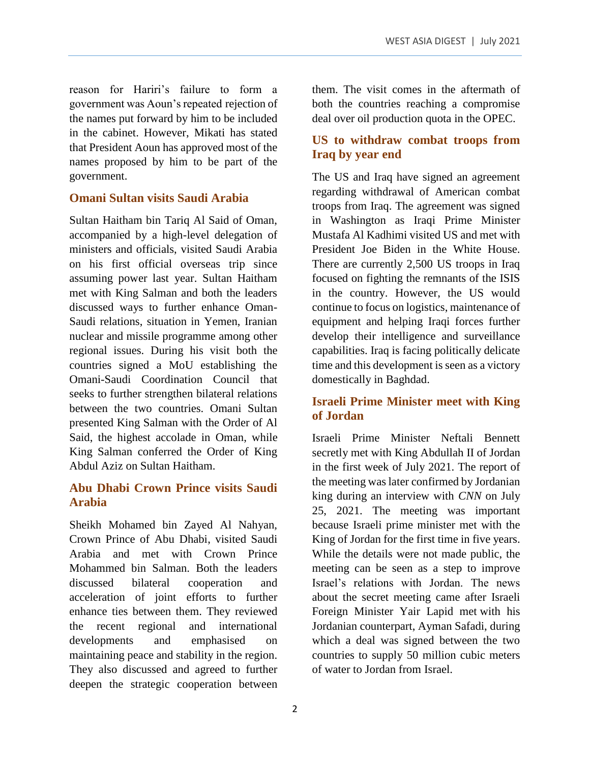reason for Hariri's failure to form a government was Aoun's repeated rejection of the names put forward by him to be included in the cabinet. However, Mikati has stated that President Aoun has approved most of the names proposed by him to be part of the government.

### Omani Sultan visits Saudi Arabia

Sultan Haitham bin Tariq Al Said of Oman, accompanied by a high-level delegation of ministers and officials, visited Saudi Arabia on his first official overseas trip since assuming power last year. Sultan Haitham met with King Salman and both the leaders discussed ways to further enhance Oman-Saudi relations, situation in Yemen, Iranian nuclear and missile programme among other regional issues. During his visit both the countries signed a MoU establishing the Omani-Saudi Coordination Council that seeks to further strengthen bilateral relations between the two countries. Omani Sultan presented King Salman with the Order of Al Said, the highest accolade in Oman, while King Salman conferred the Order of King Abdul Aziz on Sultan Haitham.

### Abu Dhabi Crown Prince visits Saudi Arabia

Sheikh Mohamed bin Zayed Al Nahyan, Crown Prince of Abu Dhabi, visited Saudi Arabia and met with Crown Prince Mohammed bin Salman. Both the leaders discussed bilateral cooperation and acceleration of joint efforts to further enhance ties between them. They reviewed the recent regional and international developments and emphasised on maintaining peace and stability in the region. They also discussed and agreed to further deepen the strategic cooperation between them. The visit comes in the aftermath of both the countries reaching a compromise deal over oil production quota in the OPEC.

### US to withdraw combat troops from Iraq by year end

The US and Iraq have signed an agreement regarding withdrawal of American combat troops from Iraq. The agreement was signed in Washington as Iraqi Prime Minister Mustafa Al Kadhimi visited US and met with President Joe Biden in the White House. There are currently 2,500 US troops in Iraq focused on fighting the remnants of the ISIS in the country. However, the US would continue to focus on logistics, maintenance of equipment and helping Iraqi forces further develop their intelligence and surveillance capabilities. Iraq is facing politically delicate time and this development is seen as a victory domestically in Baghdad.

### Israeli Prime Minister meet with King of Jordan

Israeli Prime Minister Neftali Bennett secretly met with King Abdullah II of Jordan in the first week of July 2021. The report of the meeting was later confirmed by Jordanian king during an interview with *CNN* on July 25, 2021. The meeting was important because Israeli prime minister met with the King of Jordan for the first time in five years. While the details were not made public, the meeting can be seen as a step to improve Israel's relations with Jordan. The news about the secret meeting came after Israeli Foreign Minister Yair Lapid met with his Jordanian counterpart, Ayman Safadi, during which a deal was signed between the two countries to supply 50 million cubic meters of water to Jordan from Israel.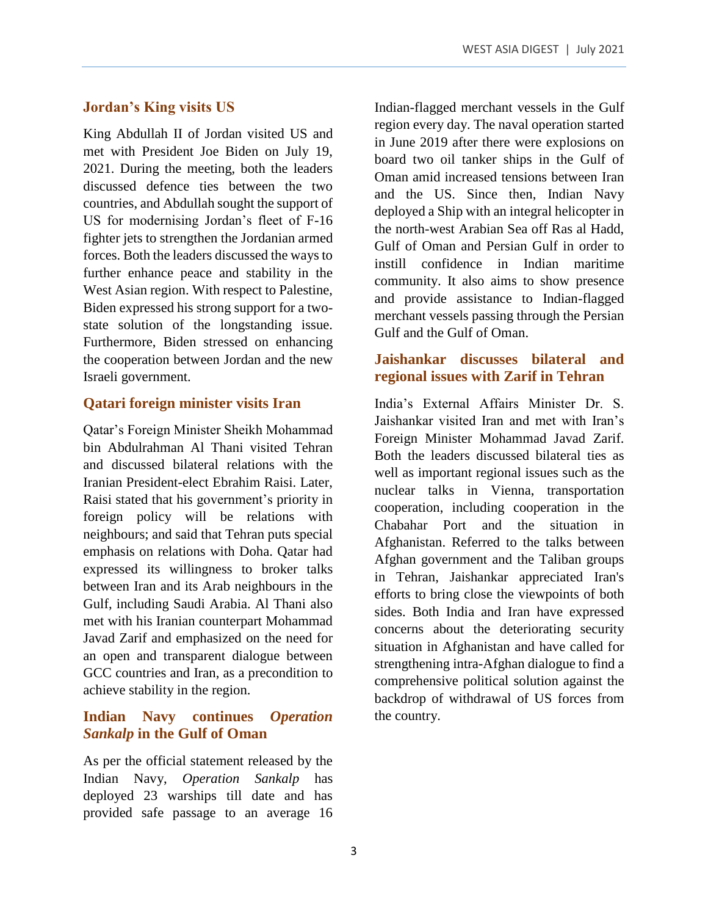### Jordan's King visits US

King Abdullah II of Jordan visited US and met with President Joe Biden on July 19, 2021. During the meeting, both the leaders discussed defence ties between the two countries, and Abdullah sought the support of US for modernising Jordan's fleet of F-16 fighter jets to strengthen the Jordanian armed forces. Both the leaders discussed the ways to further enhance peace and stability in the West Asian region. With respect to Palestine, Biden expressed his strong support for a two-state solution of the longstanding issue. Furthermore, Biden stressed on enhancing the cooperation between Jordan and the new Israeli government.

### Qatari foreign minister visits Iran

Qatar's Foreign Minister Sheikh Mohammad bin Abdulrahman Al Thani visited Tehran and discussed bilateral relations with the Iranian President-elect Ebrahim Raisi. Later, Raisi stated that his government's priority in foreign policy will be relations with neighbours; and said that Tehran puts special emphasis on relations with Doha. Qatar had expressed its willingness to broker talks between Iran and its Arab neighbours in the Gulf, including Saudi Arabia. Al Thani also met with his Iranian counterpart Mohammad Javad Zarif and emphasized on the need for an open and transparent dialogue between GCC countries and Iran, as a precondition to achieve stability in the region.

### Indian Navy continues *Operation Sankalp* in the Gulf of Oman

As per the official statement released by the Indian Navy, *Operation Sankalp* has deployed 23 warships till date and has provided safe passage to an average 16 Indian-flagged merchant vessels in the Gulf region every day. The naval operation started in June 2019 after there were explosions on board two oil tanker ships in the Gulf of Oman amid increased tensions between Iran and the US. Since then, Indian Navy deployed a Ship with an integral helicopter in the north-west Arabian Sea off Ras al Hadd, Gulf of Oman and Persian Gulf in order to instill confidence in Indian maritime community. It also aims to show presence and provide assistance to Indian-flagged merchant vessels passing through the Persian Gulf and the Gulf of Oman.

### Jaishankar discusses bilateral and regional issues with Zarif in Tehran

India's External Affairs Minister Dr. S. Jaishankar visited Iran and met with Iran's Foreign Minister Mohammad Javad Zarif. Both the leaders discussed bilateral ties as well as important regional issues such as the nuclear talks in Vienna, transportation cooperation, including cooperation in the Chabahar Port and the situation in Afghanistan. Referred to the talks between Afghan government and the Taliban groups in Tehran, Jaishankar appreciated Iran's efforts to bring close the viewpoints of both sides. Both India and Iran have expressed concerns about the deteriorating security situation in Afghanistan and have called for strengthening intra-Afghan dialogue to find a comprehensive political solution against the backdrop of withdrawal of US forces from the country.